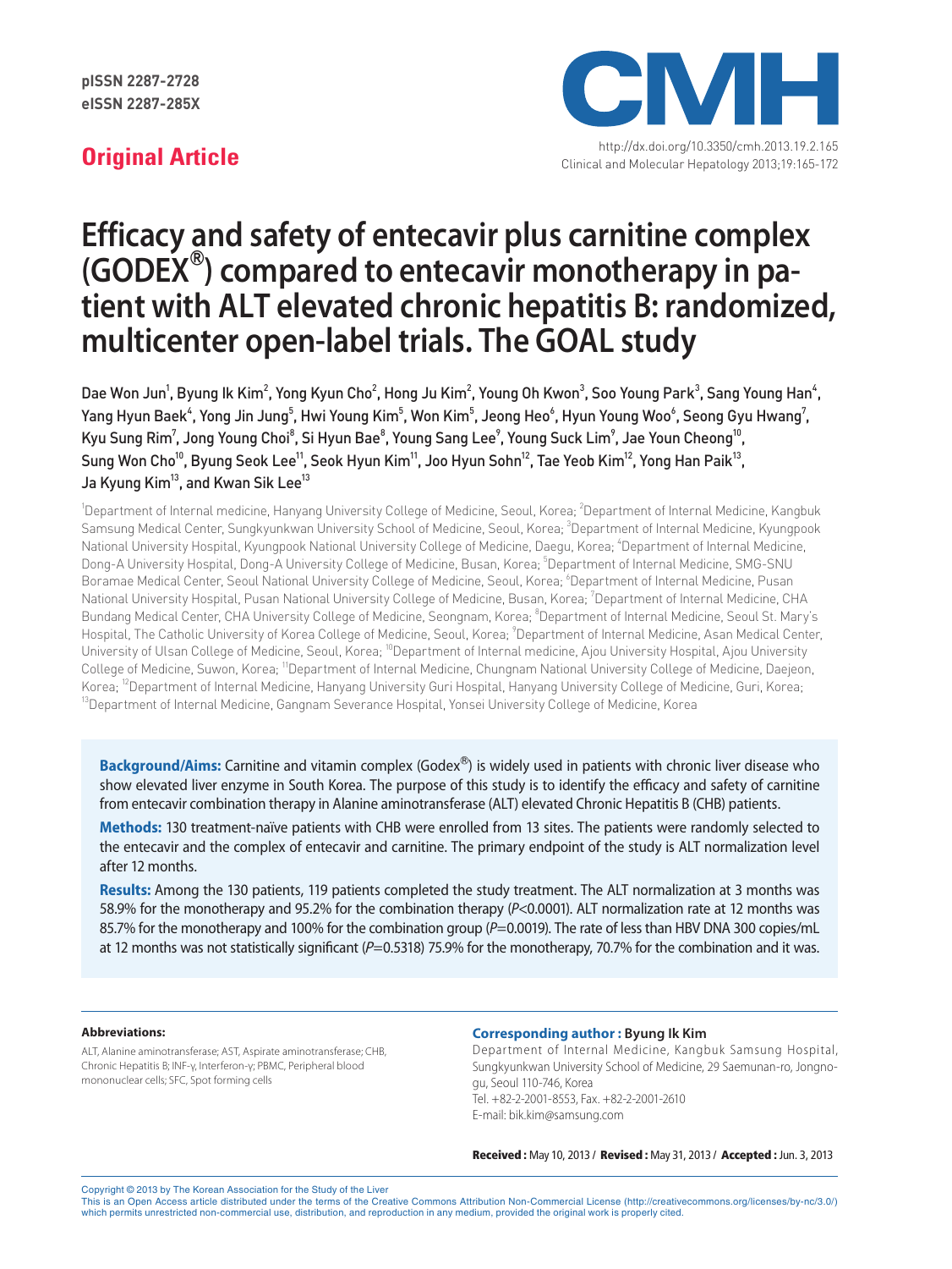pISSN 2287-2728
eISSN 2287-285X

**Original Article**

http://dx.doi.org/10.3350/cmh.2013.19.2.165

# Efficacy and safety of entecavir plus carnitine complex (GODEX®) compared to entecavir monotherapy in patient with ALT elevated chronic hepatitis B: randomized, multicenter open-label trials. The GOAL study

Dae Won Jun[1], Byung Ik Kim[2], Yong Kyun Cho[2], Hong Ju Kim[2], Young Oh Kwon[3], Soo Young Park[3], Sang Young Han[4], Yang Hyun Baek[4], Yong Jin Jung[5], Hwi Young Kim[5], Won Kim[5], Jeong Heo[6], Hyun Young Woo[6], Seong Gyu Hwang[7], Kyu Sung Rim[7], Jong Young Choi[8], Si Hyun Bae[8], Young Sang Lee[9], Young Suck Lim[9], Jae Youn Cheong[10], Sung Won Cho[10], Byung Seok Lee[11], Seok Hyun Kim[11], Joo Hyun Sohn[12], Tae Yeob Kim[12], Yong Han Paik[13], Ja Kyung Kim[13], and Kwan Sik Lee[13]

[1]Department of Internal medicine, Hanyang University College of Medicine, Seoul, Korea; [2]Department of Internal Medicine, Kangbuk Samsung Medical Center, Sungkyunkwan University School of Medicine, Seoul, Korea; [3]Department of Internal Medicine, Kyungpook National University Hospital, Kyungpook National University College of Medicine, Daegu, Korea; [4]Department of Internal Medicine, Dong-A University Hospital, Dong-A University College of Medicine, Busan, Korea; [5]Department of Internal Medicine, SMG-SNU Boramae Medical Center, Seoul National University College of Medicine, Seoul, Korea; [6]Department of Internal Medicine, Pusan National University Hospital, Pusan National University College of Medicine, Busan, Korea; [7]Department of Internal Medicine, CHA Bundang Medical Center, CHA University College of Medicine, Seongnam, Korea; [8]Department of Internal Medicine, Seoul St. Mary's Hospital, The Catholic University of Korea College of Medicine, Seoul, Korea; [9]Department of Internal Medicine, Asan Medical Center, University of Ulsan College of Medicine, Seoul, Korea; [10]Department of Internal medicine, Ajou University Hospital, Ajou University College of Medicine, Suwon, Korea; [11]Department of Internal Medicine, Chungnam National University College of Medicine, Daejeon, Korea; [12]Department of Internal Medicine, Hanyang University Guri Hospital, Hanyang University College of Medicine, Guri, Korea; [13]Department of Internal Medicine, Gangnam Severance Hospital, Yonsei University College of Medicine, Korea

**Background/Aims:** Carnitine and vitamin complex (Godex®) is widely used in patients with chronic liver disease who show elevated liver enzyme in South Korea. The purpose of this study is to identify the efficacy and safety of carnitine from entecavir combination therapy in Alanine aminotransferase (ALT) elevated Chronic Hepatitis B (CHB) patients.

**Methods:** 130 treatment-naïve patients with CHB were enrolled from 13 sites. The patients were randomly selected to the entecavir and the complex of entecavir and carnitine. The primary endpoint of the study is ALT normalization level after 12 months.

**Results:** Among the 130 patients, 119 patients completed the study treatment. The ALT normalization at 3 months was 58.9% for the monotherapy and 95.2% for the combination therapy ($P$<0.0001). ALT normalization rate at 12 months was 85.7% for the monotherapy and 100% for the combination group ($P$=0.0019). The rate of less than HBV DNA 300 copies/mL at 12 months was not statistically significant ($P$=0.5318) 75.9% for the monotherapy, 70.7% for the combination and it was.

**Abbreviations:**

ALT, Alanine aminotransferase; AST, Asipirate aminotransferase; CHB, Chronic Hepatitis B; INF-γ, Interferon-γ; PBMC, Peripheral blood mononuclear cells; SFC, Spot forming cells

**Corresponding author : Byung Ik Kim**

Department of Internal Medicine, Kangbuk Samsung Hospital, Sungkyunkwan University School of Medicine, 29 Saemunan-ro, Jongno-gu, Seoul 110-746, Korea
Tel. +82-2-2001-8553, Fax. +82-2-2001-2610
E-mail: bik.kim@samsung.com

**Received :** May 10, 2013 / **Revised :** May 31, 2013 / **Accepted :** Jun. 3, 2013

Copyright © 2013 by The Korean Association for the Study of the Liver
This is an Open Access article distributed under the terms of the Creative Commons Attribution Non-Commercial License (http://creativecommons.org/licenses/by-nc/3.0/) which permits unrestricted non-commercial use, distribution, and reproduction in any medium, provided the original work is properly cited.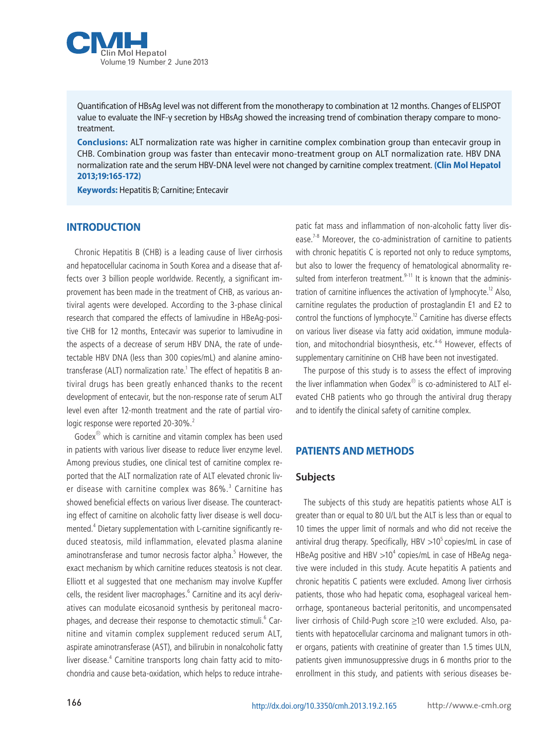Quantification of HBsAg level was not different from the monotherapy to combination at 12 months. Changes of ELISPOT value to evaluate the INF-γ secretion by HBsAg showed the increasing trend of combination therapy compare to mono-treatment.

**Conclusions:** ALT normalization rate was higher in carnitine complex combination group than entecavir group in CHB. Combination group was faster than entecavir mono-treatment group on ALT normalization rate. HBV DNA normalization rate and the serum HBV-DNA level were not changed by carnitine complex treatment. **(Clin Mol Hepatol 2013;19:165-172)**

**Keywords:** Hepatitis B; Carnitine; Entecavir

## INTRODUCTION

Chronic Hepatitis B (CHB) is a leading cause of liver cirrhosis and hepatocellular cacinoma in South Korea and a disease that affects over 3 billion people worldwide. Recently, a significant improvement has been made in the treatment of CHB, as various antiviral agents were developed. According to the 3-phase clinical research that compared the effects of lamivudine in HBeAg-positive CHB for 12 months, Entecavir was superior to lamivudine in the aspects of a decrease of serum HBV DNA, the rate of undetectable HBV DNA (less than 300 copies/mL) and alanine aminotransferase (ALT) normalization rate.[1] The effect of hepatitis B antiviral drugs has been greatly enhanced thanks to the recent development of entecavir, but the non-response rate of serum ALT level even after 12-month treatment and the rate of partial virologic response were reported 20-30%.[2]

Godex® which is carnitine and vitamin complex has been used in patients with various liver disease to reduce liver enzyme level. Among previous studies, one clinical test of carnitine complex reported that the ALT normalization rate of ALT elevated chronic liver disease with carnitine complex was 86%.[3] Carnitine has showed beneficial effects on various liver disease. The counteracting effect of carnitine on alcoholic fatty liver disease is well documented.[4] Dietary supplementation with L-carnitine significantly reduced steatosis, mild inflammation, elevated plasma alanine aminotransferase and tumor necrosis factor alpha.[5] However, the exact mechanism by which carnitine reduces steatosis is not clear. Elliott et al suggested that one mechanism may involve Kupffer cells, the resident liver macrophages.[6] Carnitine and its acyl derivatives can modulate eicosanoid synthesis by peritoneal macrophages, and decrease their response to chemotactic stimuli.[6] Carnitine and vitamin complex supplement reduced serum ALT, aspirate aminotransferase (AST), and bilirubin in nonalcoholic fatty liver disease.[4] Carnitine transports long chain fatty acid to mitochondria and cause beta-oxidation, which helps to reduce intrahepatic fat mass and inflammation of non-alcoholic fatty liver disease.[7-8] Moreover, the co-administration of carnitine to patients with chronic hepatitis C is reported not only to reduce symptoms, but also to lower the frequency of hematological abnormality resulted from interferon treatment.[9-11] It is known that the administration of carnitine influences the activation of lymphocyte.[12] Also, carnitine regulates the production of prostaglandin E1 and E2 to control the functions of lymphocyte.[12] Carnitine has diverse effects on various liver disease via fatty acid oxidation, immune modulation, and mitochondrial biosynthesis, etc.[4-6] However, effects of supplementary carnitinine on CHB have been not investigated.

The purpose of this study is to assess the effect of improving the liver inflammation when Godex® is co-administered to ALT elevated CHB patients who go through the antiviral drug therapy and to identify the clinical safety of carnitine complex.

## PATIENTS AND METHODS

### Subjects

The subjects of this study are hepatitis patients whose ALT is greater than or equal to 80 U/L but the ALT is less than or equal to 10 times the upper limit of normals and who did not receive the antiviral drug therapy. Specifically, HBV $>10^5$ copies/mL in case of HBeAg positive and HBV $>10^4$ copies/mL in case of HBeAg negative were included in this study. Acute hepatitis A patients and chronic hepatitis C patients were excluded. Among liver cirrhosis patients, those who had hepatic coma, esophageal variceal hemorrhage, spontaneous bacterial peritonitis, and uncompensated liver cirrhosis of Child-Pugh score $\geq 10$ were excluded. Also, patients with hepatocellular carcinoma and malignant tumors in other organs, patients with creatinine of greater than 1.5 times ULN, patients given immunosuppressive drugs in 6 months prior to the enrollment in this study, and patients with serious diseases be-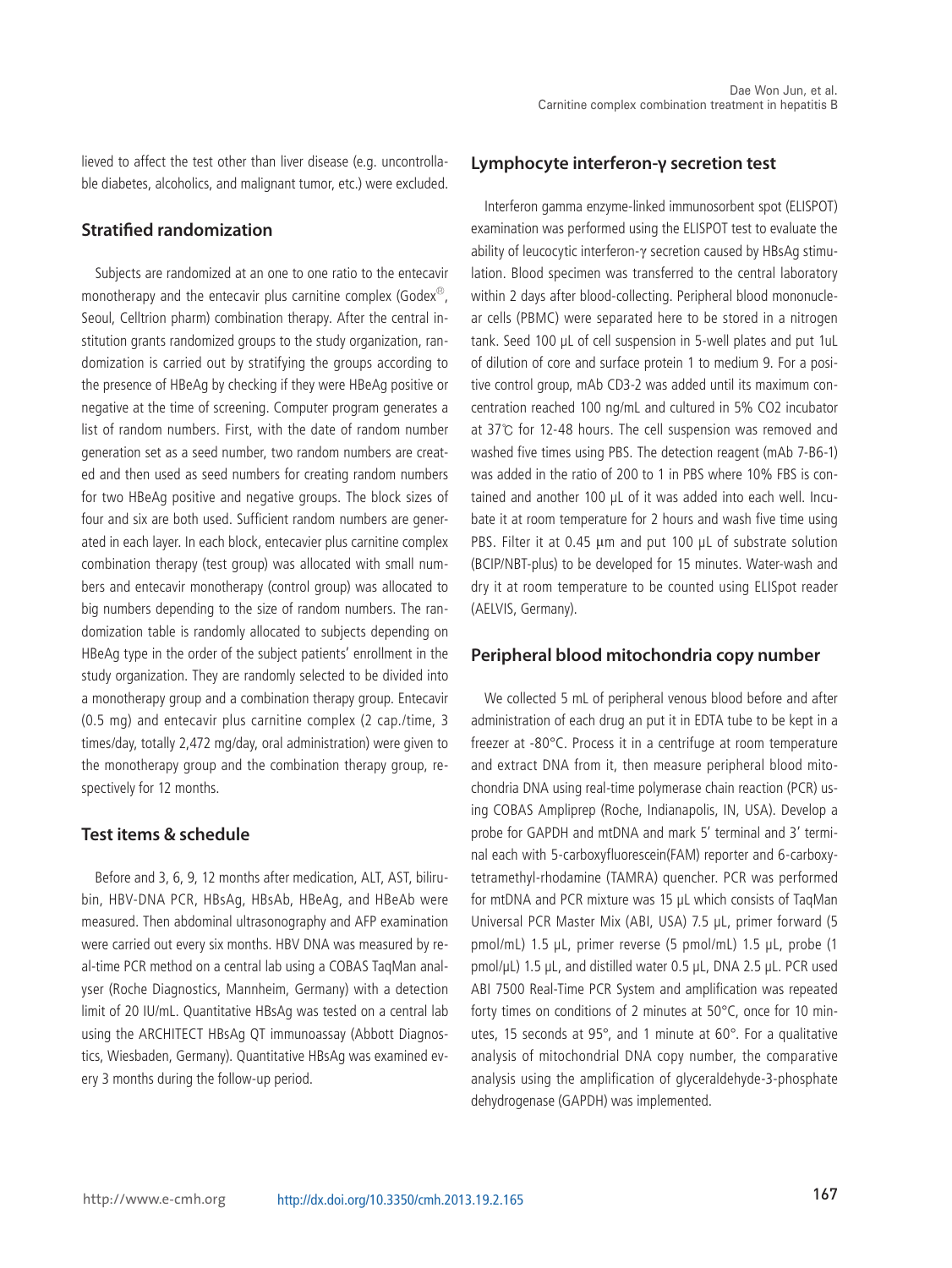lieved to affect the test other than liver disease (e.g. uncontrollable diabetes, alcoholics, and malignant tumor, etc.) were excluded.

## Stratified randomization

Subjects are randomized at an one to one ratio to the entecavir monotherapy and the entecavir plus carnitine complex (Godex®, Seoul, Celltrion pharm) combination therapy. After the central institution grants randomized groups to the study organization, randomization is carried out by stratifying the groups according to the presence of HBeAg by checking if they were HBeAg positive or negative at the time of screening. Computer program generates a list of random numbers. First, with the date of random number generation set as a seed number, two random numbers are created and then used as seed numbers for creating random numbers for two HBeAg positive and negative groups. The block sizes of four and six are both used. Sufficient random numbers are generated in each layer. In each block, entecavier plus carnitine complex combination therapy (test group) was allocated with small numbers and entecavir monotherapy (control group) was allocated to big numbers depending to the size of random numbers. The randomization table is randomly allocated to subjects depending on HBeAg type in the order of the subject patients' enrollment in the study organization. They are randomly selected to be divided into a monotherapy group and a combination therapy group. Entecavir (0.5 mg) and entecavir plus carnitine complex (2 cap./time, 3 times/day, totally 2,472 mg/day, oral administration) were given to the monotherapy group and the combination therapy group, respectively for 12 months.

## Test items & schedule

Before and 3, 6, 9, 12 months after medication, ALT, AST, bilirubin, HBV-DNA PCR, HBsAg, HBsAb, HBeAg, and HBeAb were measured. Then abdominal ultrasonography and AFP examination were carried out every six months. HBV DNA was measured by real-time PCR method on a central lab using a COBAS TaqMan analyser (Roche Diagnostics, Mannheim, Germany) with a detection limit of 20 IU/mL. Quantitative HBsAg was tested on a central lab using the ARCHITECT HBsAg QT immunoassay (Abbott Diagnostics, Wiesbaden, Germany). Quantitative HBsAg was examined every 3 months during the follow-up period.

## Lymphocyte interferon-γ secretion test

Interferon gamma enzyme-linked immunosorbent spot (ELISPOT) examination was performed using the ELISPOT test to evaluate the ability of leucocytic interferon-γ secretion caused by HBsAg stimulation. Blood specimen was transferred to the central laboratory within 2 days after blood-collecting. Peripheral blood mononuclear cells (PBMC) were separated here to be stored in a nitrogen tank. Seed 100 μL of cell suspension in 5-well plates and put 1uL of dilution of core and surface protein 1 to medium 9. For a positive control group, mAb CD3-2 was added until its maximum concentration reached 100 ng/mL and cultured in 5% $CO_2$ incubator at 37℃ for 12-48 hours. The cell suspension was removed and washed five times using PBS. The detection reagent (mAb 7-B6-1) was added in the ratio of 200 to 1 in PBS where 10% FBS is contained and another 100 μL of it was added into each well. Incubate it at room temperature for 2 hours and wash five time using PBS. Filter it at 0.45 μm and put 100 μL of substrate solution (BCIP/NBT-plus) to be developed for 15 minutes. Water-wash and dry it at room temperature to be counted using ELISpot reader (AELVIS, Germany).

## Peripheral blood mitochondria copy number

We collected 5 mL of peripheral venous blood before and after administration of each drug an put it in EDTA tube to be kept in a freezer at -80°C. Process it in a centrifuge at room temperature and extract DNA from it, then measure peripheral blood mitochondria DNA using real-time polymerase chain reaction (PCR) using COBAS Ampliprep (Roche, Indianapolis, IN, USA). Develop a probe for GAPDH and mtDNA and mark 5' terminal and 3' terminal each with 5-carboxyfluorescein(FAM) reporter and 6-carboxytetramethyl-rhodamine (TAMRA) quencher. PCR was performed for mtDNA and PCR mixture was 15 μL which consists of TaqMan Universal PCR Master Mix (ABI, USA) 7.5 μL, primer forward (5 pmol/mL) 1.5 μL, primer reverse (5 pmol/mL) 1.5 μL, probe (1 pmol/μL) 1.5 μL, and distilled water 0.5 μL, DNA 2.5 μL. PCR used ABI 7500 Real-Time PCR System and amplification was repeated forty times on conditions of 2 minutes at 50°C, once for 10 minutes, 15 seconds at 95°, and 1 minute at 60°. For a qualitative analysis of mitochondrial DNA copy number, the comparative analysis using the amplification of glyceraldehyde-3-phosphate dehydrogenase (GAPDH) was implemented.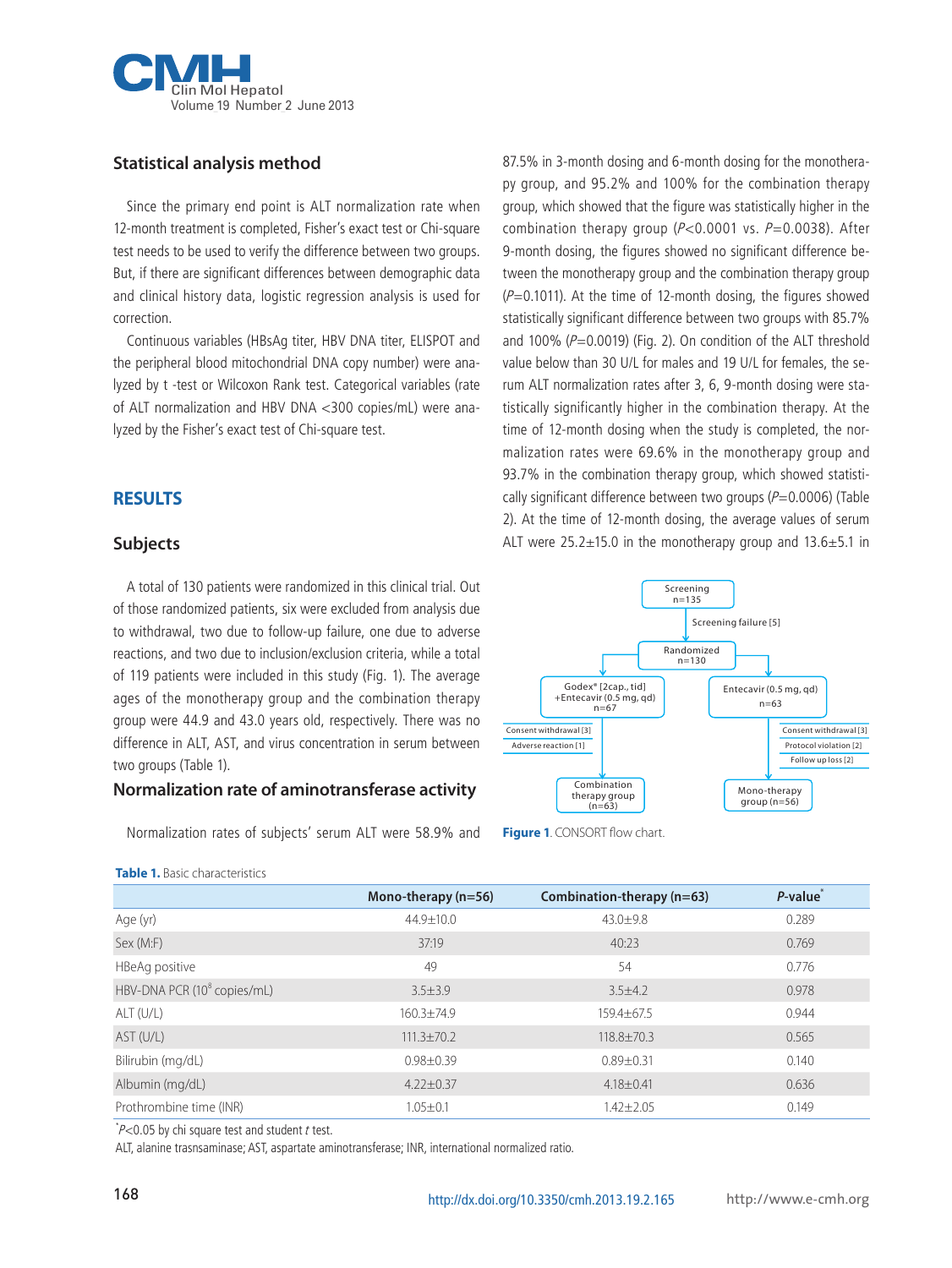## Statistical analysis method

Since the primary end point is ALT normalization rate when 12-month treatment is completed, Fisher's exact test or Chi-square test needs to be used to verify the difference between two groups. But, if there are significant differences between demographic data and clinical history data, logistic regression analysis is used for correction.

Continuous variables (HBsAg titer, HBV DNA titer, ELISPOT and the peripheral blood mitochondrial DNA copy number) were analyzed by t -test or Wilcoxon Rank test. Categorical variables (rate of ALT normalization and HBV DNA <300 copies/mL) were analyzed by the Fisher's exact test of Chi-square test.

# RESULTS

## Subjects

A total of 130 patients were randomized in this clinical trial. Out of those randomized patients, six were excluded from analysis due to withdrawal, two due to follow-up failure, one due to adverse reactions, and two due to inclusion/exclusion criteria, while a total of 119 patients were included in this study (Fig. 1). The average ages of the monotherapy group and the combination therapy group were 44.9 and 43.0 years old, respectively. There was no difference in ALT, AST, and virus concentration in serum between two groups (Table 1).

## Normalization rate of aminotransferase activity

Normalization rates of subjects' serum ALT were 58.9% and 87.5% in 3-month dosing and 6-month dosing for the monotherapy group, and 95.2% and 100% for the combination therapy group, which showed that the figure was statistically higher in the combination therapy group ($P$<0.0001 vs. $P$=0.0038). After 9-month dosing, the figures showed no significant difference between the monotherapy group and the combination therapy group ($P$=0.1011). At the time of 12-month dosing, the figures showed statistically significant difference between two groups with 85.7% and 100% ($P$=0.0019) (Fig. 2). On condition of the ALT threshold value below than 30 U/L for males and 19 U/L for females, the serum ALT normalization rates after 3, 6, 9-month dosing were statistically significantly higher in the combination therapy. At the time of 12-month dosing when the study is completed, the normalization rates were 69.6% in the monotherapy group and 93.7% in the combination therapy group, which showed statistically significant difference between two groups ($P$=0.0006) (Table 2). At the time of 12-month dosing, the average values of serum ALT were 25.2±15.0 in the monotherapy group and 13.6±5.1 in

Screening n=135 → Screening failure [5] → Randomized n=130

Godex® [2cap., tid] +Entecavir (0.5 mg, qd) n=67 — Consent withdrawal [3]; Adverse reaction [1] → Combination therapy group (n=63)

Entecavir (0.5 mg, qd) n=63 — Consent withdrawal [3]; Protocol violation [2]; Follow up loss [2] → Mono-therapy group (n=56)

**Figure 1**. CONSORT flow chart.

**Table 1.** Basic characteristics

| | Mono-therapy (n=56) | Combination-therapy (n=63) | $P$-value* |
|---|---|---|---|
| Age (yr) | 44.9±10.0 | 43.0±9.8 | 0.289 |
| Sex (M:F) | 37:19 | 40:23 | 0.769 |
| HBeAg positive | 49 | 54 | 0.776 |
| HBV-DNA PCR ($10^8$ copies/mL) | 3.5±3.9 | 3.5±4.2 | 0.978 |
| ALT (U/L) | 160.3±74.9 | 159.4±67.5 | 0.944 |
| AST (U/L) | 111.3±70.2 | 118.8±70.3 | 0.565 |
| Bilirubin (mg/dL) | 0.98±0.39 | 0.89±0.31 | 0.140 |
| Albumin (mg/dL) | 4.22±0.37 | 4.18±0.41 | 0.636 |
| Prothrombine time (INR) | 1.05±0.1 | 1.42±2.05 | 0.149 |

*$P$<0.05 by chi square test and student $t$ test.

ALT, alanine trasnsaminase; AST, aspartate aminotransferase; INR, international normalized ratio.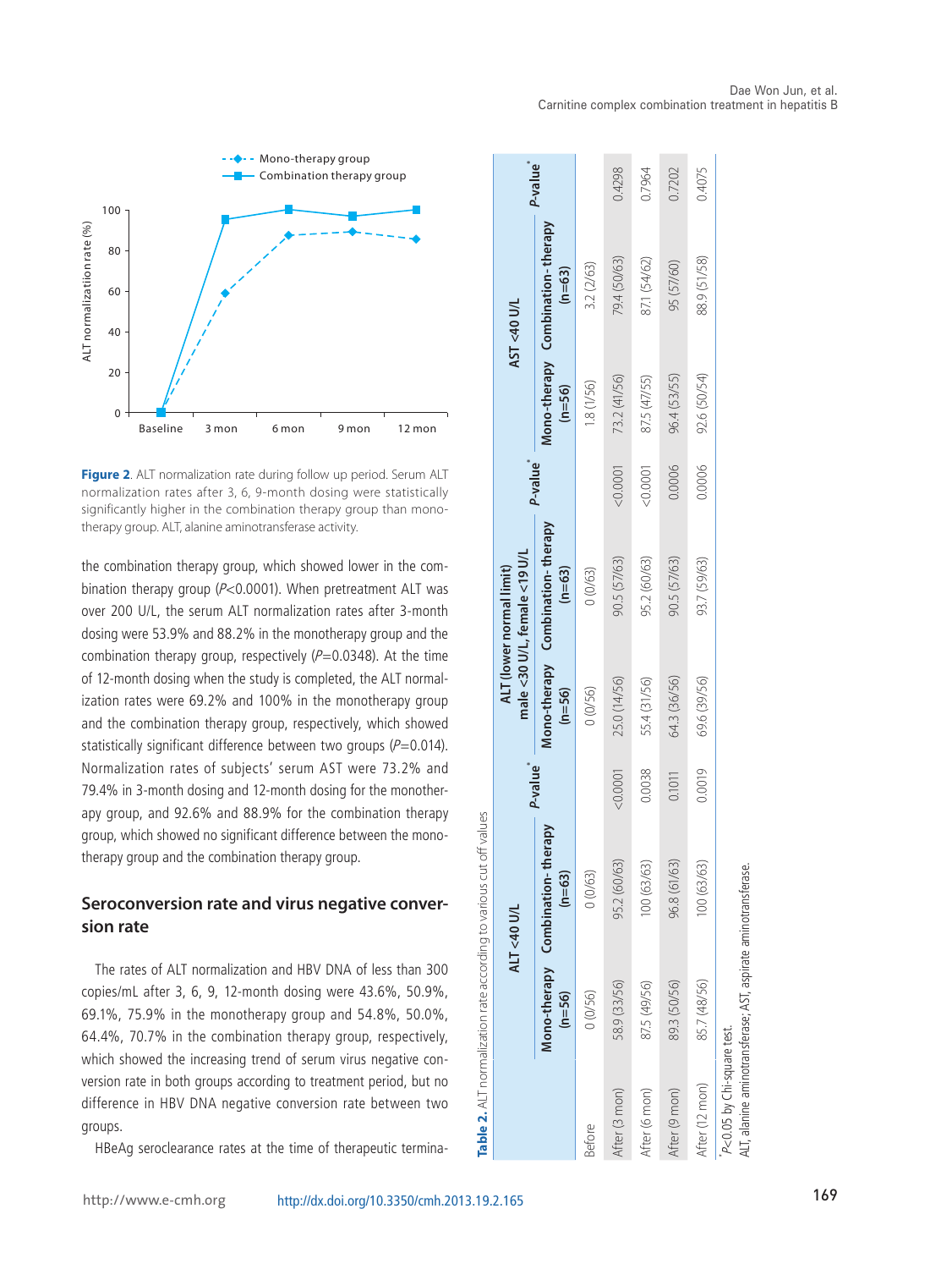Figure 2. ALT normalization rate during follow up period. Serum ALT normalization rates after 3, 6, 9-month dosing were statistically significantly higher in the combination therapy group than monotherapy group. ALT, alanine aminotransferase activity.

the combination therapy group, which showed lower in the combination therapy group ($P$<0.0001). When pretreatment ALT was over 200 U/L, the serum ALT normalization rates after 3-month dosing were 53.9% and 88.2% in the monotherapy group and the combination therapy group, respectively ($P$=0.0348). At the time of 12-month dosing when the study is completed, the ALT normalization rates were 69.2% and 100% in the monotherapy group and the combination therapy group, respectively, which showed statistically significant difference between two groups ($P$=0.014). Normalization rates of subjects' serum AST were 73.2% and 79.4% in 3-month dosing and 12-month dosing for the monotherapy group, and 92.6% and 88.9% for the combination therapy group, which showed no significant difference between the monotherapy group and the combination therapy group.

## Seroconversion rate and virus negative conversion rate

The rates of ALT normalization and HBV DNA of less than 300 copies/mL after 3, 6, 9, 12-month dosing were 43.6%, 50.9%, 69.1%, 75.9% in the monotherapy group and 54.8%, 50.0%, 64.4%, 70.7% in the combination therapy group, respectively, which showed the increasing trend of serum virus negative conversion rate in both groups according to treatment period, but no difference in HBV DNA negative conversion rate between two groups.

HBeAg seroclearance rates at the time of therapeutic termina-

**Table 2.** ALT normalization rate according to various cut off values

| | ALT <40 U/L | | | ALT (lower normal limit) male <30 U/L, female <19 U/L | | | AST <40 U/L | | |
|---|---|---|---|---|---|---|---|---|---|
| | Mono-therapy (n=56) | Combination- therapy (n=63) | $P$-value* | Mono-therapy (n=56) | Combination- therapy (n=63) | $P$-value* | Mono-therapy (n=56) | Combination- therapy (n=63) | $P$-value* |
| Before | 0 (0/56) | 0 (0/63) | | 0 (0/56) | 0 (0/63) | | 1.8 (1/56) | 3.2 (2/63) | |
| After (3 mon) | 58.9 (33/56) | 95.2 (60/63) | <0.0001 | 25.0 (14/56) | 90.5 (57/63) | <0.0001 | 73.2 (41/56) | 79.4 (50/63) | 0.4298 |
| After (6 mon) | 87.5 (49/56) | 100 (63/63) | 0.0038 | 55.4 (31/56) | 95.2 (60/63) | <0.0001 | 87.5 (47/55) | 87.1 (54/62) | 0.7964 |
| After (9 mon) | 89.3 (50/56) | 96.8 (61/63) | 0.1011 | 64.3 (36/56) | 90.5 (57/63) | 0.0006 | 96.4 (53/55) | 95 (57/60) | 0.7202 |
| After (12 mon) | 85.7 (48/56) | 100 (63/63) | 0.0019 | 69.6 (39/56) | 93.7 (59/63) | 0.0006 | 92.6 (50/54) | 88.9 (51/58) | 0.4075 |

*$P$<0.05 by Chi-square test.
ALT, alanine aminotransferase; AST, aspirate aminotransferase.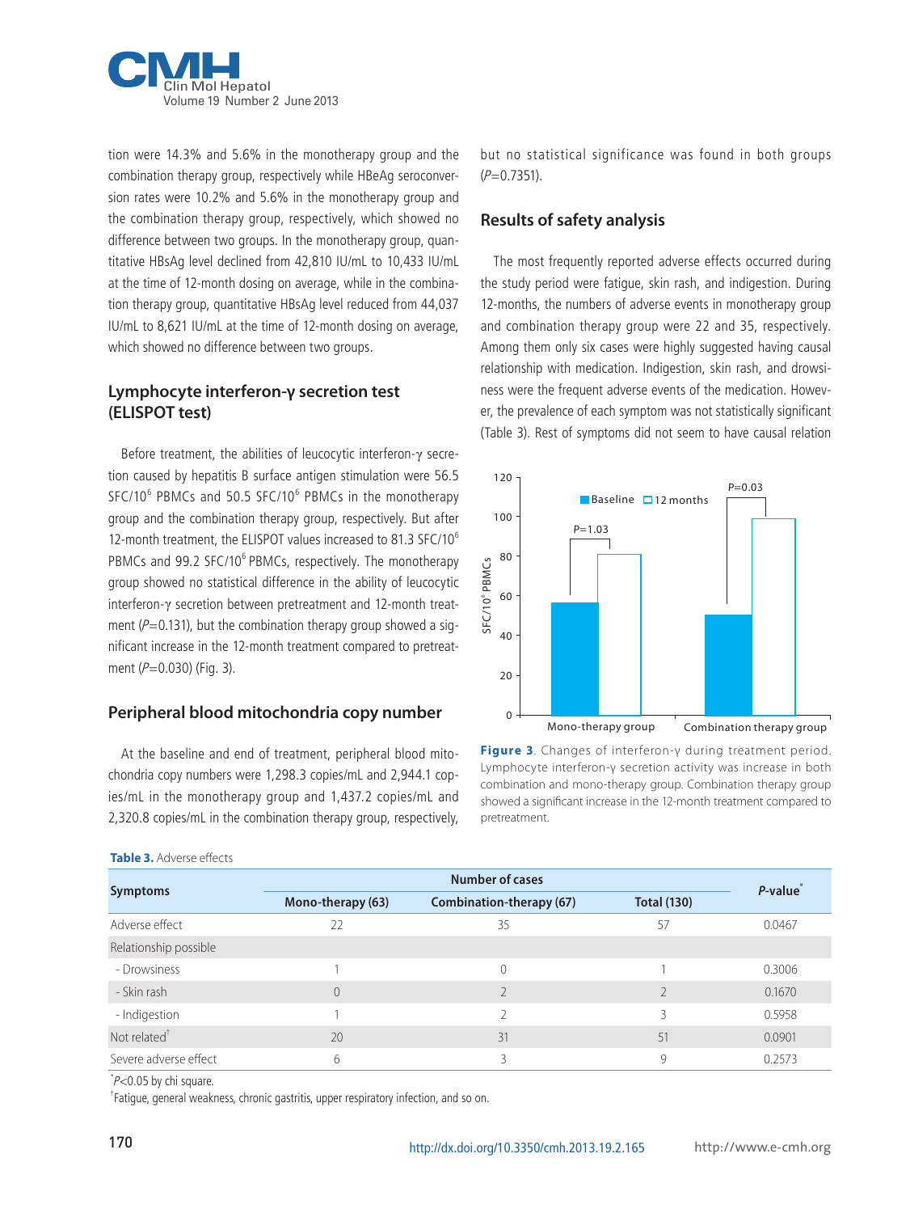tion were 14.3% and 5.6% in the monotherapy group and the combination therapy group, respectively while HBeAg seroconversion rates were 10.2% and 5.6% in the monotherapy group and the combination therapy group, respectively, which showed no difference between two groups. In the monotherapy group, quantitative HBsAg level declined from 42,810 IU/mL to 10,433 IU/mL at the time of 12-month dosing on average, while in the combination therapy group, quantitative HBsAg level reduced from 44,037 IU/mL to 8,621 IU/mL at the time of 12-month dosing on average, which showed no difference between two groups.

## Lymphocyte interferon-γ secretion test (ELISPOT test)

Before treatment, the abilities of leucocytic interferon-γ secretion caused by hepatitis B surface antigen stimulation were 56.5 SFC/$10^6$ PBMCs and 50.5 SFC/$10^6$ PBMCs in the monotherapy group and the combination therapy group, respectively. But after 12-month treatment, the ELISPOT values increased to 81.3 SFC/$10^6$ PBMCs and 99.2 SFC/$10^6$ PBMCs, respectively. The monotherapy group showed no statistical difference in the ability of leucocytic interferon-γ secretion between pretreatment and 12-month treatment ($P$=0.131), but the combination therapy group showed a significant increase in the 12-month treatment compared to pretreatment ($P$=0.030) (Fig. 3).

## Peripheral blood mitochondria copy number

At the baseline and end of treatment, peripheral blood mitochondria copy numbers were 1,298.3 copies/mL and 2,944.1 copies/mL in the monotherapy group and 1,437.2 copies/mL and 2,320.8 copies/mL in the combination therapy group, respectively, but no statistical significance was found in both groups ($P$=0.7351).

## Results of safety analysis

The most frequently reported adverse effects occurred during the study period were fatigue, skin rash, and indigestion. During 12-months, the numbers of adverse events in monotherapy group and combination therapy group were 22 and 35, respectively. Among them only six cases were highly suggested having causal relationship with medication. Indigestion, skin rash, and drowsiness were the frequent adverse events of the medication. However, the prevalence of each symptom was not statistically significant (Table 3). Rest of symptoms did not seem to have causal relation

**Figure 3**. Changes of interferon-γ during treatment period. Lymphocyte interferon-γ secretion activity was increase in both combination and mono-therapy group. Combination therapy group showed a significant increase in the 12-month treatment compared to pretreatment.

**Table 3.** Adverse effects

| Symptoms | Number of cases | | | $P$-value* |
|---|---|---|---|---|
| | Mono-therapy (63) | Combination-therapy (67) | Total (130) | |
| Adverse effect | 22 | 35 | 57 | 0.0467 |
| Relationship possible | | | | |
| - Drowsiness | 1 | 0 | 1 | 0.3006 |
| - Skin rash | 0 | 2 | 2 | 0.1670 |
| - Indigestion | 1 | 2 | 3 | 0.5958 |
| Not related† | 20 | 31 | 51 | 0.0901 |
| Severe adverse effect | 6 | 3 | 9 | 0.2573 |

*$P$<0.05 by chi square.

†Fatigue, general weakness, chronic gastritis, upper respiratory infection, and so on.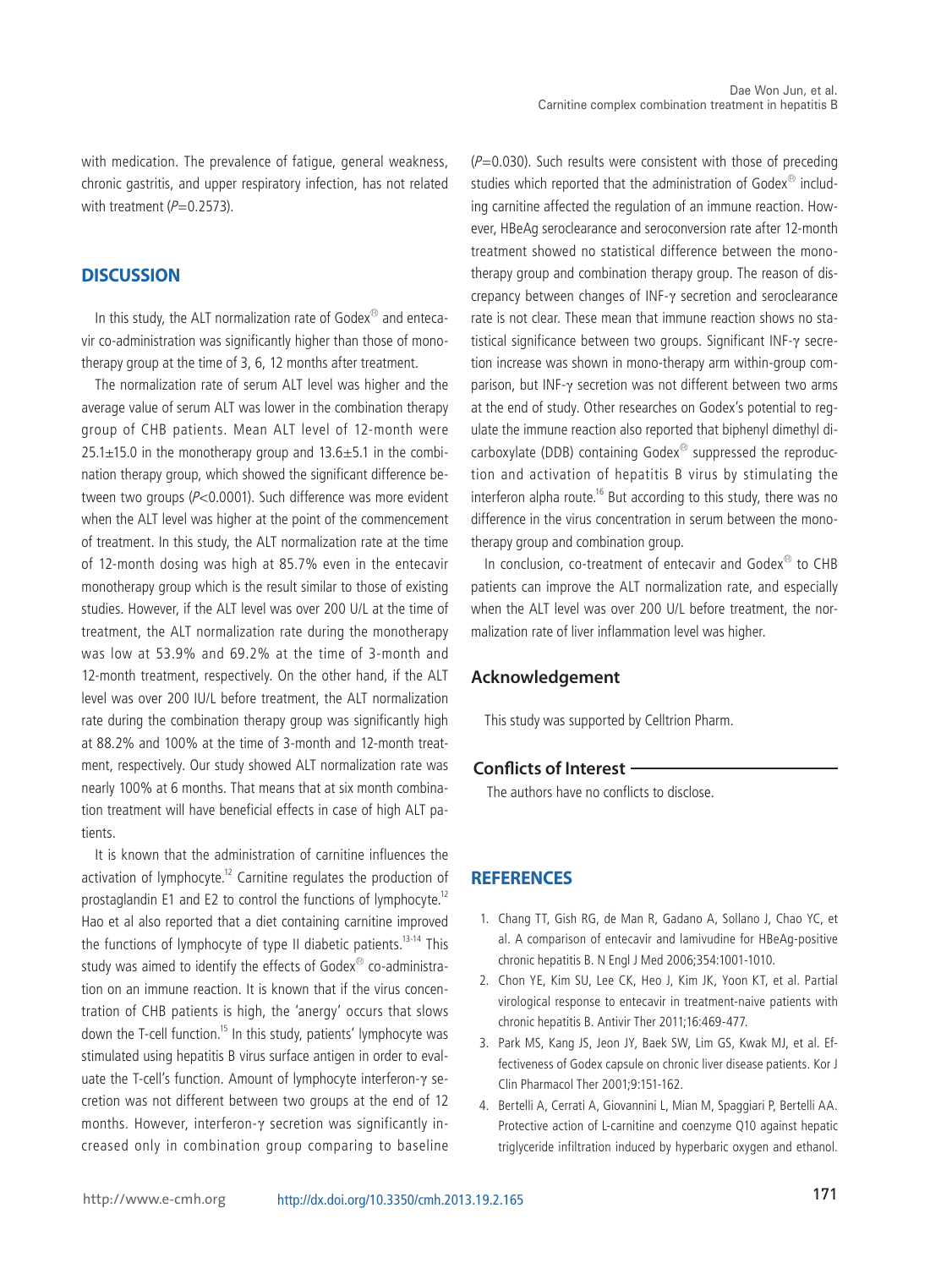with medication. The prevalence of fatigue, general weakness, chronic gastritis, and upper respiratory infection, has not related with treatment ($P$=0.2573).

## DISCUSSION

In this study, the ALT normalization rate of Godex® and entecavir co-administration was significantly higher than those of monotherapy group at the time of 3, 6, 12 months after treatment.

The normalization rate of serum ALT level was higher and the average value of serum ALT was lower in the combination therapy group of CHB patients. Mean ALT level of 12-month were 25.1±15.0 in the monotherapy group and 13.6±5.1 in the combination therapy group, which showed the significant difference between two groups ($P$<0.0001). Such difference was more evident when the ALT level was higher at the point of the commencement of treatment. In this study, the ALT normalization rate at the time of 12-month dosing was high at 85.7% even in the entecavir monotherapy group which is the result similar to those of existing studies. However, if the ALT level was over 200 U/L at the time of treatment, the ALT normalization rate during the monotherapy was low at 53.9% and 69.2% at the time of 3-month and 12-month treatment, respectively. On the other hand, if the ALT level was over 200 IU/L before treatment, the ALT normalization rate during the combination therapy group was significantly high at 88.2% and 100% at the time of 3-month and 12-month treatment, respectively. Our study showed ALT normalization rate was nearly 100% at 6 months. That means that at six month combination treatment will have beneficial effects in case of high ALT patients.

It is known that the administration of carnitine influences the activation of lymphocyte.[12] Carnitine regulates the production of prostaglandin E1 and E2 to control the functions of lymphocyte.[12] Hao et al also reported that a diet containing carnitine improved the functions of lymphocyte of type II diabetic patients.[13-14] This study was aimed to identify the effects of Godex® co-administration on an immune reaction. It is known that if the virus concentration of CHB patients is high, the 'anergy' occurs that slows down the T-cell function.[15] In this study, patients' lymphocyte was stimulated using hepatitis B virus surface antigen in order to evaluate the T-cell's function. Amount of lymphocyte interferon-γ secretion was not different between two groups at the end of 12 months. However, interferon-γ secretion was significantly increased only in combination group comparing to baseline ($P$=0.030). Such results were consistent with those of preceding studies which reported that the administration of Godex® including carnitine affected the regulation of an immune reaction. However, HBeAg seroclearance and seroconversion rate after 12-month treatment showed no statistical difference between the monotherapy group and combination therapy group. The reason of discrepancy between changes of INF-γ secretion and seroclearance rate is not clear. These mean that immune reaction shows no statistical significance between two groups. Significant INF-γ secretion increase was shown in mono-therapy arm within-group comparison, but INF-γ secretion was not different between two arms at the end of study. Other researches on Godex's potential to regulate the immune reaction also reported that biphenyl dimethyl dicarboxylate (DDB) containing Godex® suppressed the reproduction and activation of hepatitis B virus by stimulating the interferon alpha route.[16] But according to this study, there was no difference in the virus concentration in serum between the monotherapy group and combination group.

In conclusion, co-treatment of entecavir and Godex® to CHB patients can improve the ALT normalization rate, and especially when the ALT level was over 200 U/L before treatment, the normalization rate of liver inflammation level was higher.

### Acknowledgement

This study was supported by Celltrion Pharm.

### Conflicts of Interest

The authors have no conflicts to disclose.

## REFERENCES

1. Chang TT, Gish RG, de Man R, Gadano A, Sollano J, Chao YC, et al. A comparison of entecavir and lamivudine for HBeAg-positive chronic hepatitis B. N Engl J Med 2006;354:1001-1010.
2. Chon YE, Kim SU, Lee CK, Heo J, Kim JK, Yoon KT, et al. Partial virological response to entecavir in treatment-naive patients with chronic hepatitis B. Antivir Ther 2011;16:469-477.
3. Park MS, Kang JS, Jeon JY, Baek SW, Lim GS, Kwak MJ, et al. Effectiveness of Godex capsule on chronic liver disease patients. Kor J Clin Pharmacol Ther 2001;9:151-162.
4. Bertelli A, Cerrati A, Giovannini L, Mian M, Spaggiari P, Bertelli AA. Protective action of L-carnitine and coenzyme Q10 against hepatic triglyceride infiltration induced by hyperbaric oxygen and ethanol.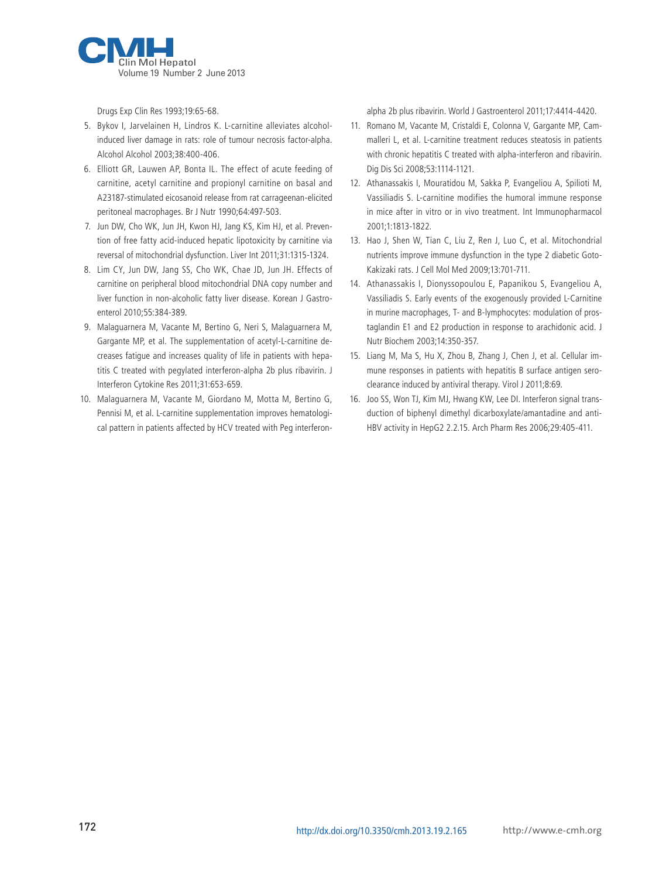Drugs Exp Clin Res 1993;19:65-68.

5. Bykov I, Jarvelainen H, Lindros K. L-carnitine alleviates alcohol-induced liver damage in rats: role of tumour necrosis factor-alpha. Alcohol Alcohol 2003;38:400-406.
6. Elliott GR, Lauwen AP, Bonta IL. The effect of acute feeding of carnitine, acetyl carnitine and propionyl carnitine on basal and A23187-stimulated eicosanoid release from rat carrageenan-elicited peritoneal macrophages. Br J Nutr 1990;64:497-503.
7. Jun DW, Cho WK, Jun JH, Kwon HJ, Jang KS, Kim HJ, et al. Prevention of free fatty acid-induced hepatic lipotoxicity by carnitine via reversal of mitochondrial dysfunction. Liver Int 2011;31:1315-1324.
8. Lim CY, Jun DW, Jang SS, Cho WK, Chae JD, Jun JH. Effects of carnitine on peripheral blood mitochondrial DNA copy number and liver function in non-alcoholic fatty liver disease. Korean J Gastroenterol 2010;55:384-389.
9. Malaguarnera M, Vacante M, Bertino G, Neri S, Malaguarnera M, Gargante MP, et al. The supplementation of acetyl-L-carnitine decreases fatigue and increases quality of life in patients with hepatitis C treated with pegylated interferon-alpha 2b plus ribavirin. J Interferon Cytokine Res 2011;31:653-659.
10. Malaguarnera M, Vacante M, Giordano M, Motta M, Bertino G, Pennisi M, et al. L-carnitine supplementation improves hematological pattern in patients affected by HCV treated with Peg interferon-alpha 2b plus ribavirin. World J Gastroenterol 2011;17:4414-4420.
11. Romano M, Vacante M, Cristaldi E, Colonna V, Gargante MP, Cammalleri L, et al. L-carnitine treatment reduces steatosis in patients with chronic hepatitis C treated with alpha-interferon and ribavirin. Dig Dis Sci 2008;53:1114-1121.
12. Athanassakis I, Mouratidou M, Sakka P, Evangeliou A, Spilioti M, Vassiliadis S. L-carnitine modifies the humoral immune response in mice after in vitro or in vivo treatment. Int Immunopharmacol 2001;1:1813-1822.
13. Hao J, Shen W, Tian C, Liu Z, Ren J, Luo C, et al. Mitochondrial nutrients improve immune dysfunction in the type 2 diabetic Goto-Kakizaki rats. J Cell Mol Med 2009;13:701-711.
14. Athanassakis I, Dionyssopoulou E, Papanikou S, Evangeliou A, Vassiliadis S. Early events of the exogenously provided L-Carnitine in murine macrophages, T- and B-lymphocytes: modulation of prostaglandin E1 and E2 production in response to arachidonic acid. J Nutr Biochem 2003;14:350-357.
15. Liang M, Ma S, Hu X, Zhou B, Zhang J, Chen J, et al. Cellular immune responses in patients with hepatitis B surface antigen seroclearance induced by antiviral therapy. Virol J 2011;8:69.
16. Joo SS, Won TJ, Kim MJ, Hwang KW, Lee DI. Interferon signal transduction of biphenyl dimethyl dicarboxylate/amantadine and anti-HBV activity in HepG2 2.2.15. Arch Pharm Res 2006;29:405-411.